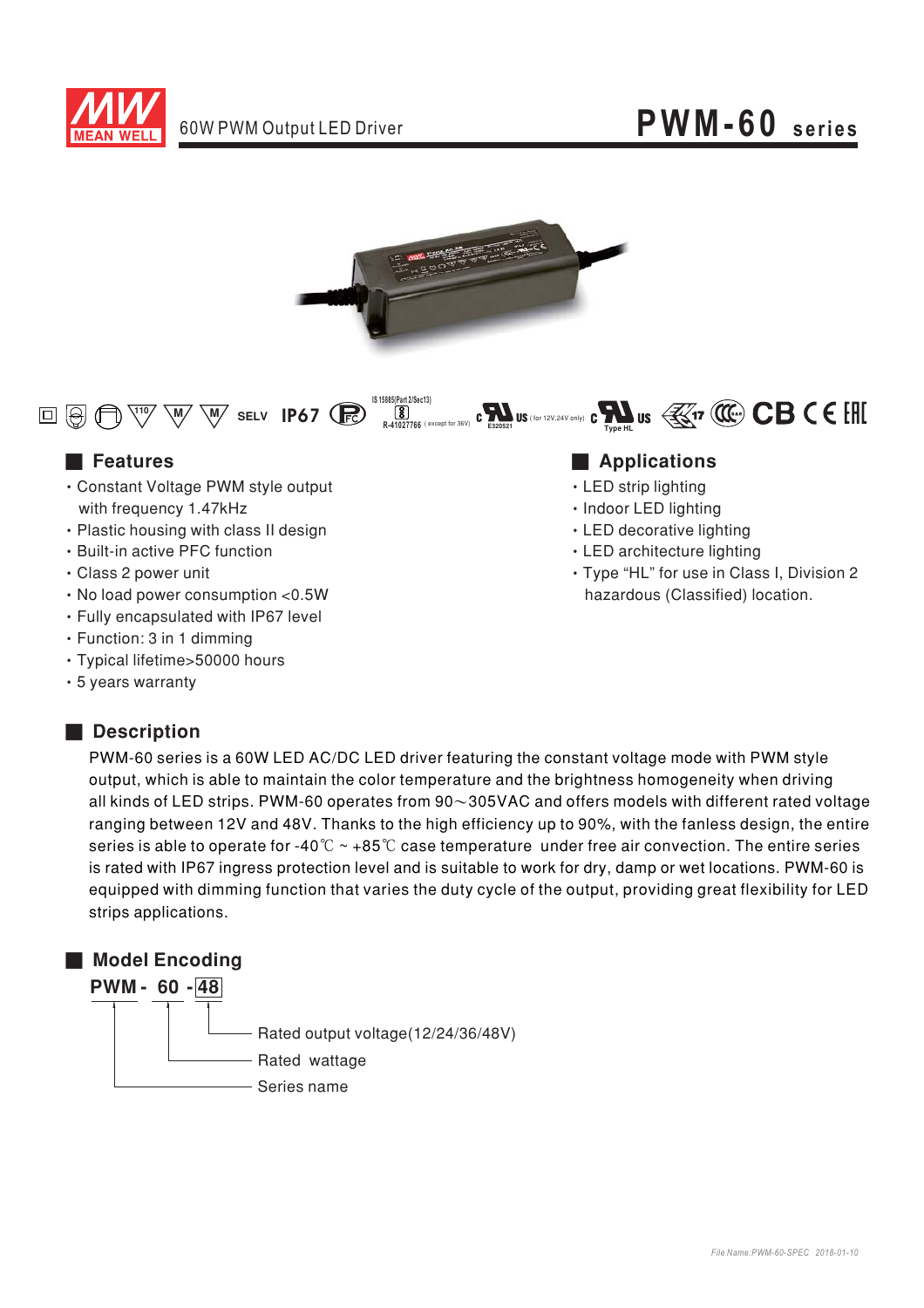# PWM-60 series

60W PWM Output LED Driver

## Features

- Constant Voltage PWM style output with frequency 1.47kHz
- Plastic housing with class II design
- Built-in active PFC function
- Class 2 power unit
- No load power consumption <0.5W
- Fully encapsulated with IP67 level
- Function: 3 in 1 dimming
- Typical lifetime>50000 hours
- 5 years warranty

## Applications

- LED strip lighting
- Indoor LED lighting
- LED decorative lighting
- LED architecture lighting
- Type "HL" for use in Class I, Division 2 hazardous (Classified) location.

## Description

PWM-60 series is a 60W LED AC/DC LED driver featuring the constant voltage mode with PWM style output, which is able to maintain the color temperature and the brightness homogeneity when driving all kinds of LED strips. PWM-60 operates from 90~305VAC and offers models with different rated voltage ranging between 12V and 48V. Thanks to the high efficiency up to 90%, with the fanless design, the entire series is able to operate for -40℃ ~ +85℃ case temperature under free air convection. The entire series is rated with IP67 ingress protection level and is suitable to work for dry, damp or wet locations. PWM-60 is equipped with dimming function that varies the duty cycle of the output, providing great flexibility for LED strips applications.

## Model Encoding

**PWM - 60 - 48**

- 48: Rated output voltage(12/24/36/48V)
- 60: Rated wattage
- PWM: Series name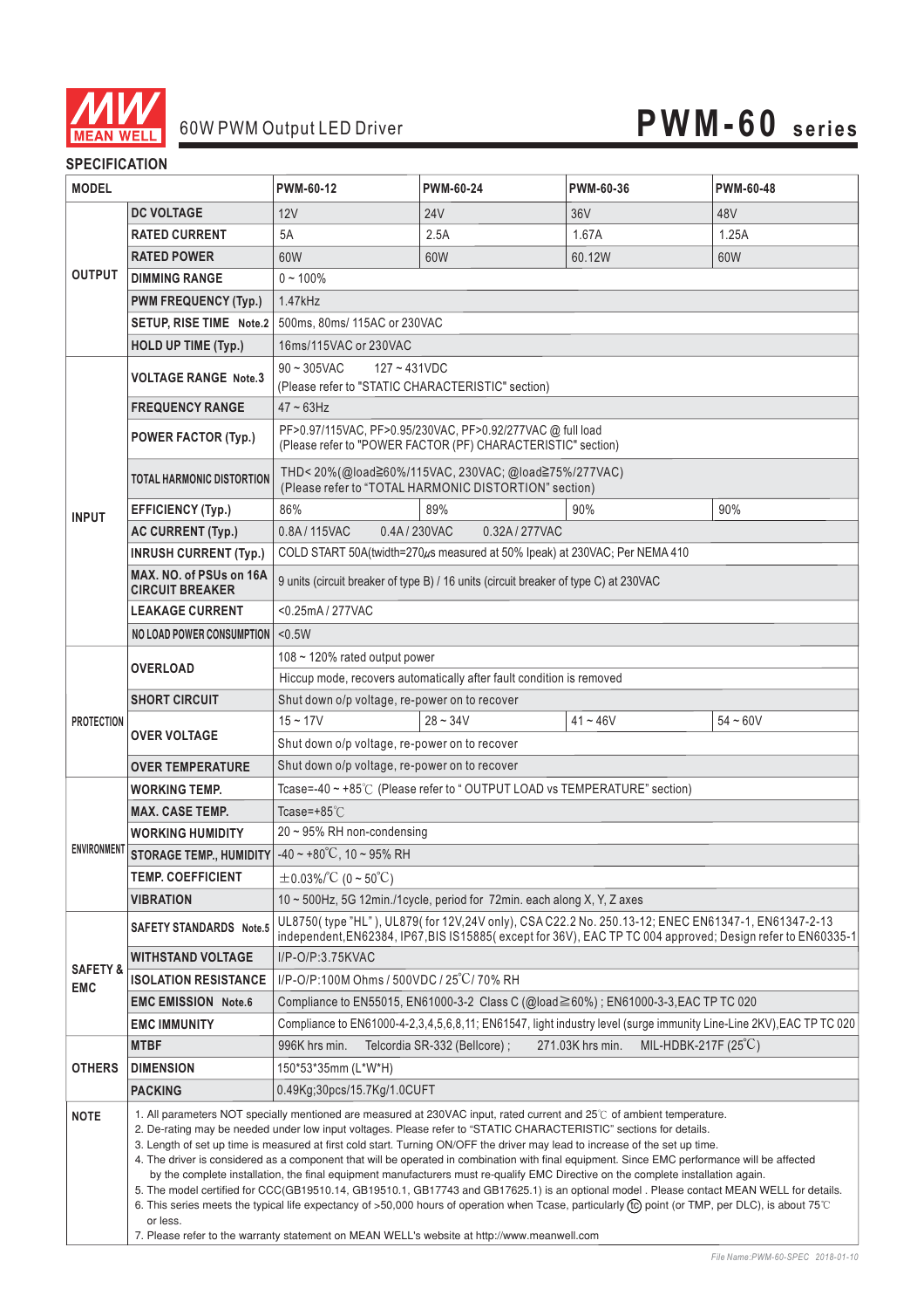MEAN WELL

60W PWM Output LED Driver

# PWM-60 series

## SPECIFICATION

| MODEL | | PWM-60-12 | PWM-60-24 | PWM-60-36 | PWM-60-48 |
|---|---|---|---|---|---|
| OUTPUT | DC VOLTAGE | 12V | 24V | 36V | 48V |
| | RATED CURRENT | 5A | 2.5A | 1.67A | 1.25A |
| | RATED POWER | 60W | 60W | 60.12W | 60W |
| | DIMMING RANGE | 0 ~ 100% | | | |
| | PWM FREQUENCY (Typ.) | 1.47kHz | | | |
| | SETUP, RISE TIME Note.2 | 500ms, 80ms/ 115AC or 230VAC | | | |
| | HOLD UP TIME (Typ.) | 16ms/115VAC or 230VAC | | | |
| INPUT | VOLTAGE RANGE Note.3 | 90 ~ 305VAC 127 ~ 431VDC (Please refer to "STATIC CHARACTERISTIC" section) | | | |
| | FREQUENCY RANGE | 47 ~ 63Hz | | | |
| | POWER FACTOR (Typ.) | PF>0.97/115VAC, PF>0.95/230VAC, PF>0.92/277VAC @ full load (Please refer to "POWER FACTOR (PF) CHARACTERISTIC" section) | | | |
| | TOTAL HARMONIC DISTORTION | THD< 20%(@load≧60%/115VAC, 230VAC; @load≧75%/277VAC) (Please refer to "TOTAL HARMONIC DISTORTION" section) | | | |
| | EFFICIENCY (Typ.) | 86% | 89% | 90% | 90% |
| | AC CURRENT (Typ.) | 0.8A / 115VAC 0.4A / 230VAC 0.32A / 277VAC | | | |
| | INRUSH CURRENT (Typ.) | COLD START 50A(twidth=270μs measured at 50% Ipeak) at 230VAC; Per NEMA 410 | | | |
| | MAX. NO. of PSUs on 16A CIRCUIT BREAKER | 9 units (circuit breaker of type B) / 16 units (circuit breaker of type C) at 230VAC | | | |
| | LEAKAGE CURRENT | <0.25mA / 277VAC | | | |
| | NO LOAD POWER CONSUMPTION | <0.5W | | | |
| PROTECTION | OVERLOAD | 108 ~ 120% rated output power | | | |
| | | Hiccup mode, recovers automatically after fault condition is removed | | | |
| | SHORT CIRCUIT | Shut down o/p voltage, re-power on to recover | | | |
| | OVER VOLTAGE | 15 ~ 17V | 28 ~ 34V | 41 ~ 46V | 54 ~ 60V |
| | | Shut down o/p voltage, re-power on to recover | | | |
| | OVER TEMPERATURE | Shut down o/p voltage, re-power on to recover | | | |
| ENVIRONMENT | WORKING TEMP. | Tcase=-40 ~ +85℃ (Please refer to " OUTPUT LOAD vs TEMPERATURE" section) | | | |
| | MAX. CASE TEMP. | Tcase=+85℃ | | | |
| | WORKING HUMIDITY | 20 ~ 95% RH non-condensing | | | |
| | STORAGE TEMP., HUMIDITY | -40 ~ +80℃, 10 ~ 95% RH | | | |
| | TEMP. COEFFICIENT | ±0.03%/℃ (0 ~ 50℃) | | | |
| | VIBRATION | 10 ~ 500Hz, 5G 12min./1cycle, period for 72min. each along X, Y, Z axes | | | |
| SAFETY & EMC | SAFETY STANDARDS Note.5 | UL8750( type "HL" ), UL879( for 12V,24V only), CSA C22.2 No. 250.13-12; ENEC EN61347-1, EN61347-2-13 independent,EN62384, IP67,BIS IS15885( except for 36V), EAC TP TC 004 approved; Design refer to EN60335-1 | | | |
| | WITHSTAND VOLTAGE | I/P-O/P:3.75KVAC | | | |
| | ISOLATION RESISTANCE | I/P-O/P:100M Ohms / 500VDC / 25℃/ 70% RH | | | |
| | EMC EMISSION Note.6 | Compliance to EN55015, EN61000-3-2 Class C (@load≧60%) ; EN61000-3-3,EAC TP TC 020 | | | |
| | EMC IMMUNITY | Compliance to EN61000-4-2,3,4,5,6,8,11; EN61547, light industry level (surge immunity Line-Line 2KV),EAC TP TC 020 | | | |
| OTHERS | MTBF | 996K hrs min. Telcordia SR-332 (Bellcore) ; 271.03K hrs min. MIL-HDBK-217F (25℃) | | | |
| | DIMENSION | 150*53*35mm (L*W*H) | | | |
| | PACKING | 0.49Kg;30pcs/15.7Kg/1.0CUFT | | | |

**NOTE**

1. All parameters NOT specially mentioned are measured at 230VAC input, rated current and 25℃ of ambient temperature.
2. De-rating may be needed under low input voltages. Please refer to "STATIC CHARACTERISTIC" sections for details.
3. Length of set up time is measured at first cold start. Turning ON/OFF the driver may lead to increase of the set up time.
4. The driver is considered as a component that will be operated in combination with final equipment. Since EMC performance will be affected by the complete installation, the final equipment manufacturers must re-qualify EMC Directive on the complete installation again.
5. The model certified for CCC(GB19510.14, GB19510.1, GB17743 and GB17625.1) is an optional model . Please contact MEAN WELL for details.
6. This series meets the typical life expectancy of >50,000 hours of operation when Tcase, particularly (tc) point (or TMP, per DLC), is about 75℃ or less.
7. Please refer to the warranty statement on MEAN WELL's website at http://www.meanwell.com

*File Name:PWM-60-SPEC 2018-01-10*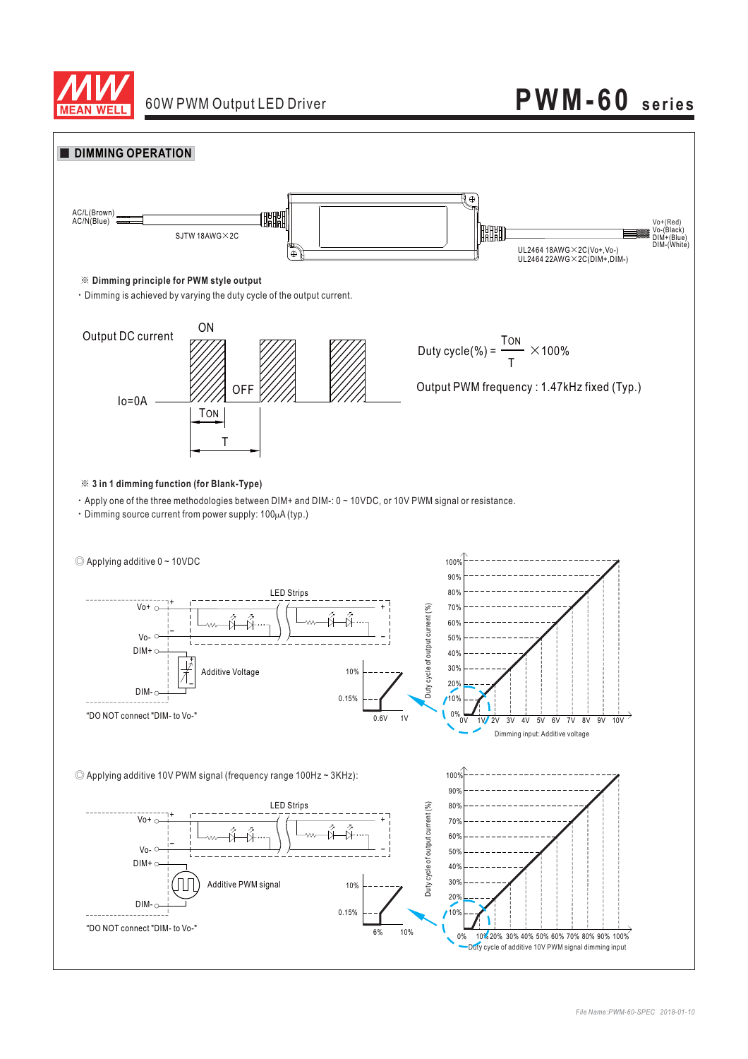## DIMMING OPERATION

AC/L(Brown)
AC/N(Blue)

SJTW 18AWG×2C

Vo+(Red)
Vo-(Black)
DIM+(Blue)
DIM-(White)

UL2464 18AWG×2C(Vo+,Vo-)
UL2464 22AWG×2C(DIM+,DIM-)

※ **Dimming principle for PWM style output**

・Dimming is achieved by varying the duty cycle of the output current.

Output DC current — ON — OFF — Io=0A — TON — T

$$\text{Duty cycle}(\%) = \frac{T_{ON}}{T} \times 100\%$$

Output PWM frequency : 1.47kHz fixed (Typ.)

※ **3 in 1 dimming function (for Blank-Type)**

・Apply one of the three methodologies between DIM+ and DIM-: 0 ~ 10VDC, or 10V PWM signal or resistance.
・Dimming source current from power supply: 100μA (typ.)

◎ Applying additive 0 ~ 10VDC

LED Strips

Vo+ / Vo- / DIM+ / DIM-

Additive Voltage

"DO NOT connect "DIM- to Vo-"

10% / 0.15% / 0.6V / 1V

Duty cycle of output current (%): 0% – 100%

Dimming input: Additive voltage: 0V, 1V, 2V, 3V, 4V, 5V, 6V, 7V, 8V, 9V, 10V

◎ Applying additive 10V PWM signal (frequency range 100Hz ~ 3KHz):

LED Strips

Vo+ / Vo- / DIM+ / DIM-

Additive PWM signal

"DO NOT connect "DIM- to Vo-"

10% / 0.15% / 6% / 10%

Duty cycle of output current (%): 0% – 100%

Duty cycle of additive 10V PWM signal dimming input: 0%, 10%, 20%, 30%, 40%, 50%, 60%, 70%, 80%, 90%, 100%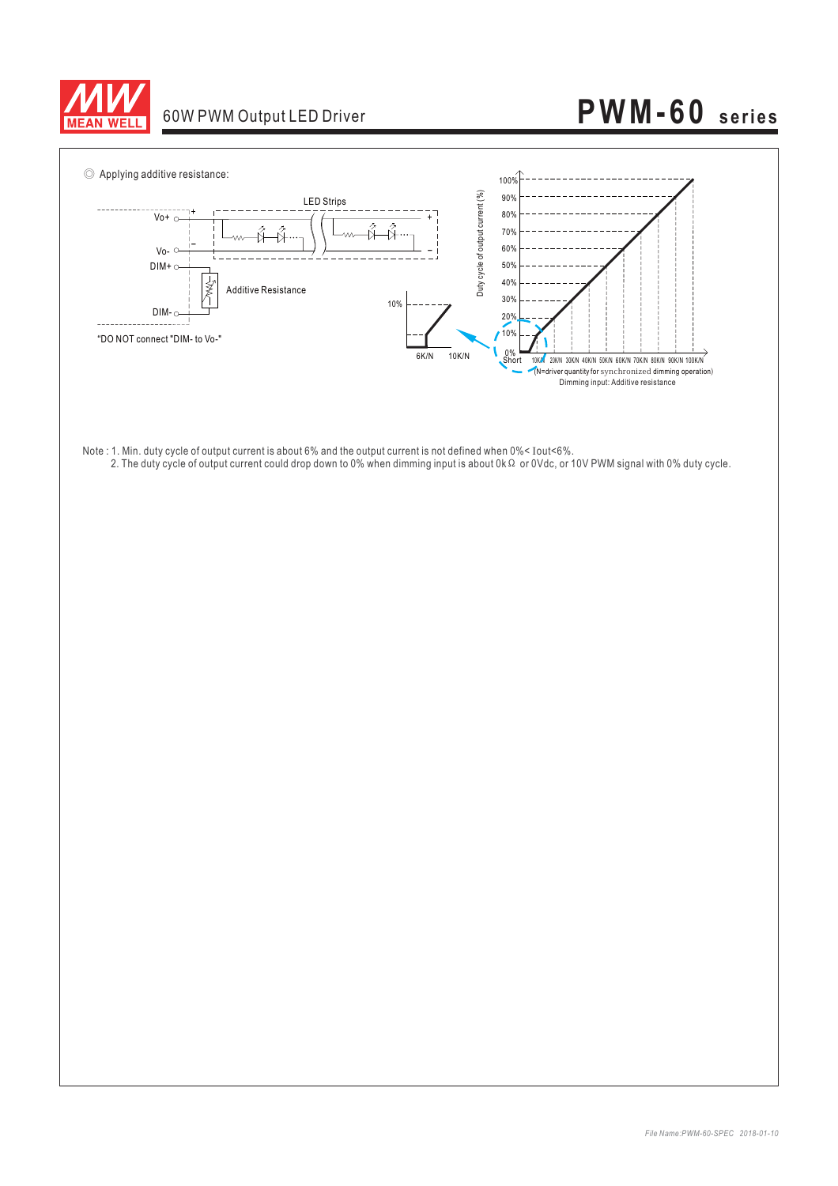◎ Applying additive resistance:

LED Strips

Vo+ 

Vo-

DIM+

Additive Resistance

DIM-

"DO NOT connect "DIM- to Vo-"

Duty cycle of output current (%)

100%, 90%, 80%, 70%, 60%, 50%, 40%, 30%, 20%, 10%, 0%

Short, 10K/N, 20K/N, 30K/N, 40K/N, 50K/N, 60K/N, 70K/N, 80K/N, 90K/N, 100K/N

(N=driver quantity for synchronized dimming operation)

Dimming input: Additive resistance

10%

6K/N 10K/N

Note : 1. Min. duty cycle of output current is about 6% and the output current is not defined when 0%< Iout<6%.

2. The duty cycle of output current could drop down to 0% when dimming input is about 0kΩ or 0Vdc, or 10V PWM signal with 0% duty cycle.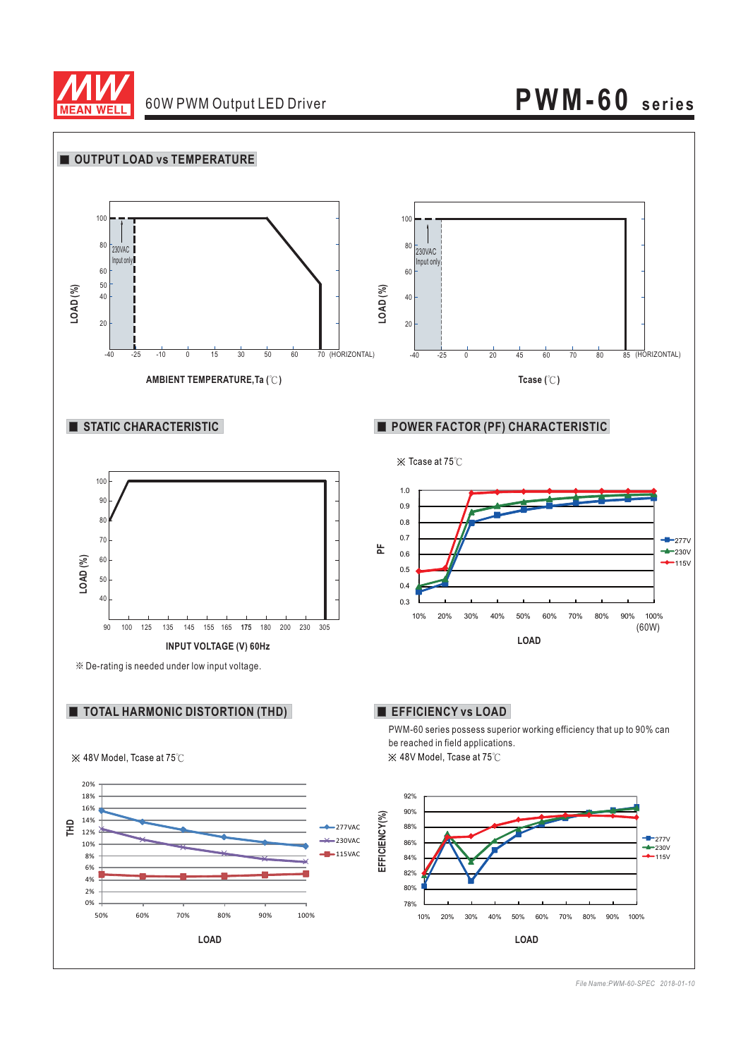## OUTPUT LOAD vs TEMPERATURE

LOAD (%)

100, 80, 60, 50, 40, 20

230VAC Input only

-40 -25 -10 0 15 30 50 60 70 (HORIZONTAL)

AMBIENT TEMPERATURE,Ta (℃)

LOAD (%)

100, 80, 60, 40, 20

230VAC Input only

-40 -25 0 20 45 60 70 80 85 (HORIZONTAL)

Tcase (℃)

## STATIC CHARACTERISTIC

LOAD (%)

100, 90, 80, 70, 60, 50, 40

90 100 125 135 145 155 165 175 180 200 230 305

INPUT VOLTAGE (V) 60Hz

※ De-rating is needed under low input voltage.

## POWER FACTOR (PF) CHARACTERISTIC

※ Tcase at 75℃

PF

1.0, 0.9, 0.8, 0.7, 0.6, 0.5, 0.4, 0.3

10% 20% 30% 40% 50% 60% 70% 80% 90% 100% (60W)

LOAD

277V, 230V, 115V

## TOTAL HARMONIC DISTORTION (THD)

※ 48V Model, Tcase at 75℃

THD

20%, 18%, 16%, 14%, 12%, 10%, 8%, 6%, 4%, 2%, 0%

50% 60% 70% 80% 90% 100%

LOAD

277VAC, 230VAC, 115VAC

## EFFICIENCY vs LOAD

PWM-60 series possess superior working efficiency that up to 90% can be reached in field applications.

※ 48V Model, Tcase at 75℃

EFFICIENCY(%)

92%, 90%, 88%, 86%, 84%, 82%, 80%, 78%

10% 20% 30% 40% 50% 60% 70% 80% 90% 100%

LOAD

277V, 230V, 115V

*File Name:PWM-60-SPEC 2018-01-10*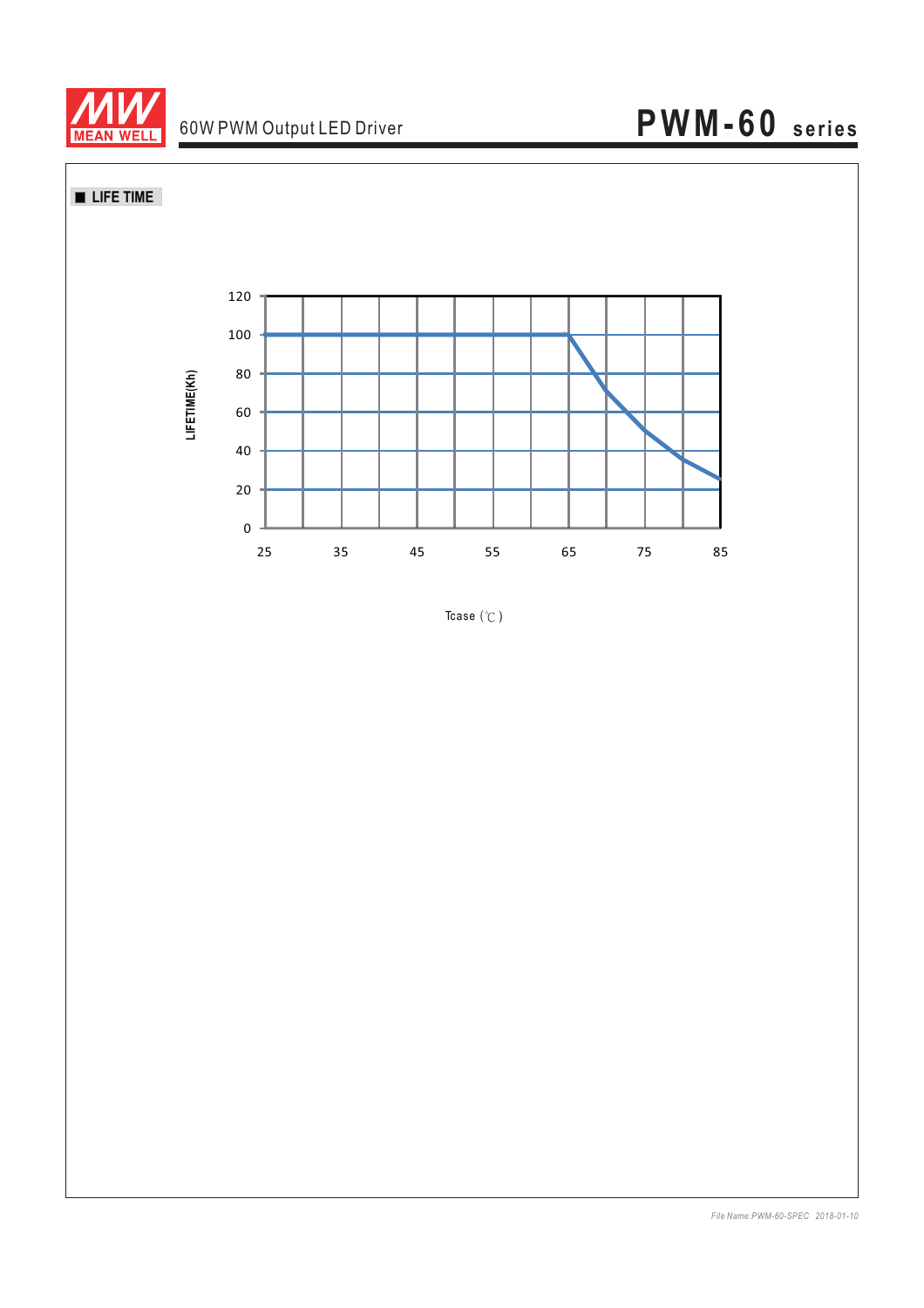■ LIFE TIME

LIFETIME(Kh)

120
100
80
60
40
20
0

25 35 45 55 65 75 85

Tcase (℃)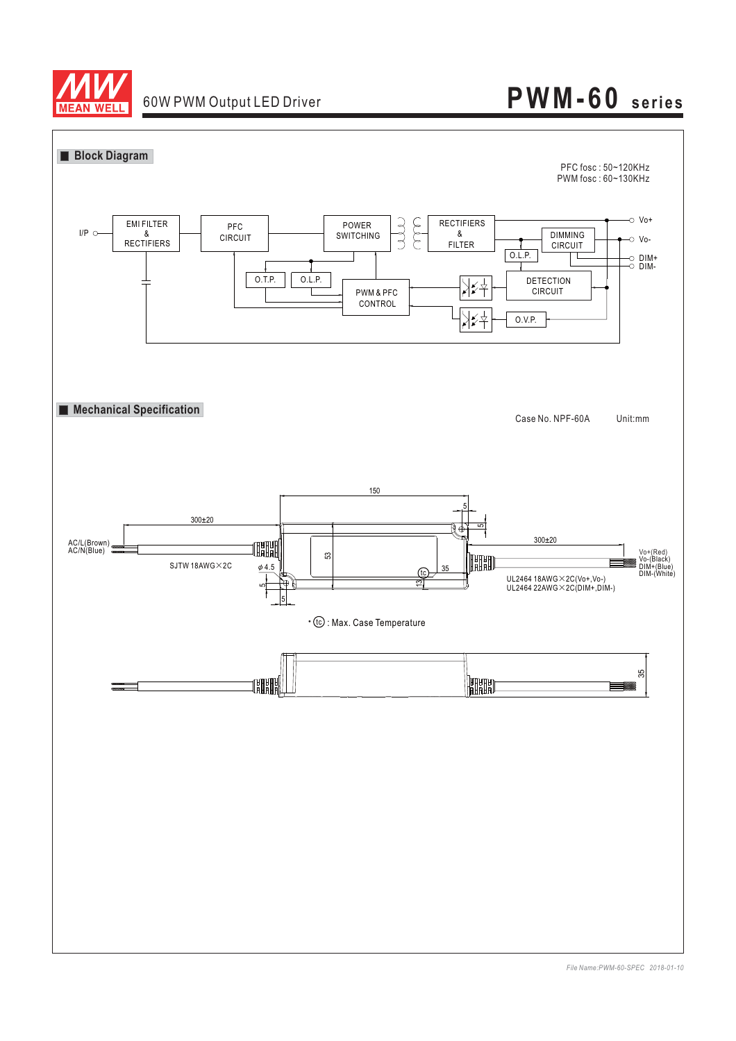# 60W PWM Output LED Driver

# PWM-60 series

## Block Diagram

PFC fosc : 50~120KHz
PWM fosc : 60~130KHz

I/P

EMI FILTER & RECTIFIERS

PFC CIRCUIT

POWER SWITCHING

RECTIFIERS & FILTER

DIMMING CIRCUIT

Vo+

Vo-

DIM+

DIM-

O.L.P.

O.T.P.

O.L.P.

PWM & PFC CONTROL

DETECTION CIRCUIT

O.V.P.

## Mechanical Specification

Case No. NPF-60A Unit:mm

150

5

5

300±20

300±20

AC/L(Brown)
AC/N(Blue)

SJTW 18AWG×2C

φ4.5

53

35

13

5

5

tc

Vo+(Red)
Vo-(Black)
DIM+(Blue)
DIM-(White)

UL2464 18AWG×2C(Vo+,Vo-)
UL2464 22AWG×2C(DIM+,DIM-)

• (tc) : Max. Case Temperature

35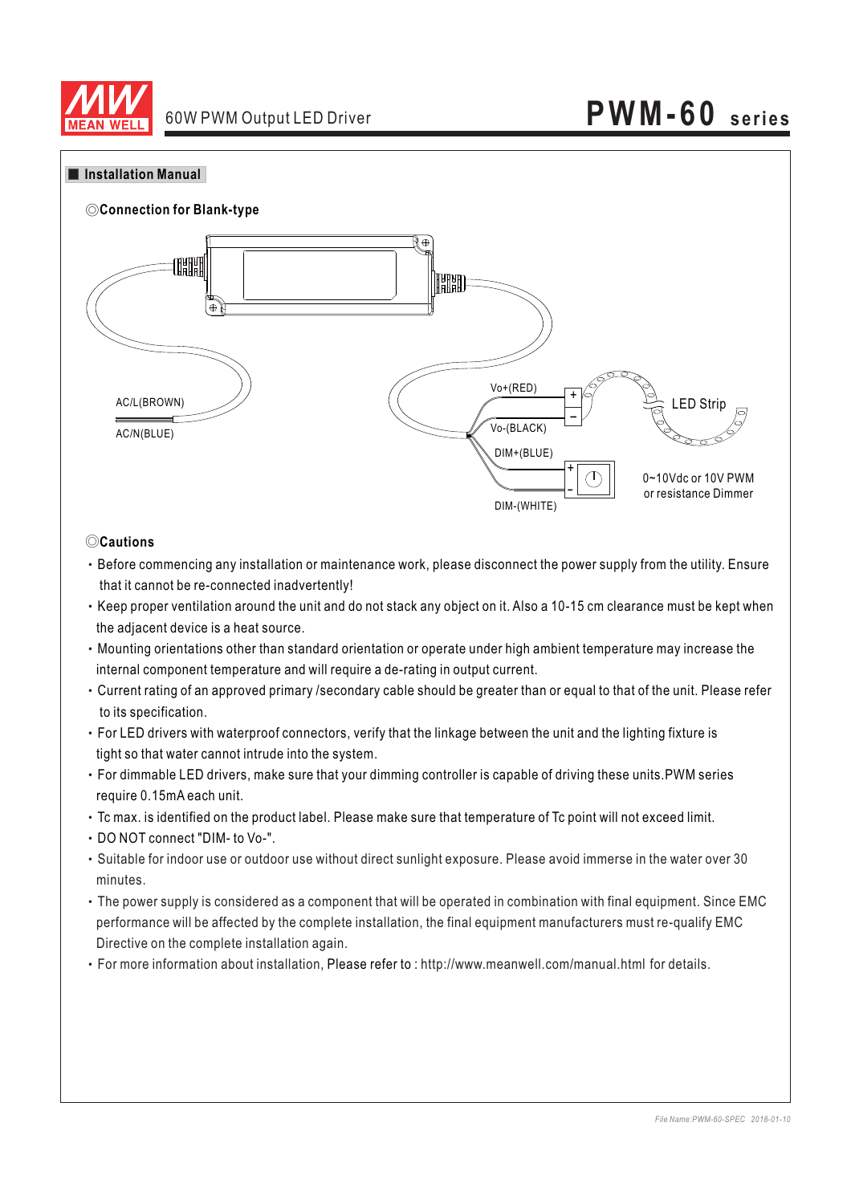## ■ Installation Manual

### ◎Connection for Blank-type

AC/L(BROWN)

AC/N(BLUE)

Vo+(RED)

Vo-(BLACK)

DIM+(BLUE)

DIM-(WHITE)

LED Strip

0~10Vdc or 10V PWM
or resistance Dimmer

### ◎Cautions

- Before commencing any installation or maintenance work, please disconnect the power supply from the utility. Ensure that it cannot be re-connected inadvertently!
- Keep proper ventilation around the unit and do not stack any object on it. Also a 10-15 cm clearance must be kept when the adjacent device is a heat source.
- Mounting orientations other than standard orientation or operate under high ambient temperature may increase the internal component temperature and will require a de-rating in output current.
- Current rating of an approved primary /secondary cable should be greater than or equal to that of the unit. Please refer to its specification.
- For LED drivers with waterproof connectors, verify that the linkage between the unit and the lighting fixture is tight so that water cannot intrude into the system.
- For dimmable LED drivers, make sure that your dimming controller is capable of driving these units.PWM series require 0.15mA each unit.
- Tc max. is identified on the product label. Please make sure that temperature of Tc point will not exceed limit.
- DO NOT connect "DIM- to Vo-".
- Suitable for indoor use or outdoor use without direct sunlight exposure. Please avoid immerse in the water over 30 minutes.
- The power supply is considered as a component that will be operated in combination with final equipment. Since EMC performance will be affected by the complete installation, the final equipment manufacturers must re-qualify EMC Directive on the complete installation again.
- For more information about installation, Please refer to : http://www.meanwell.com/manual.html for details.